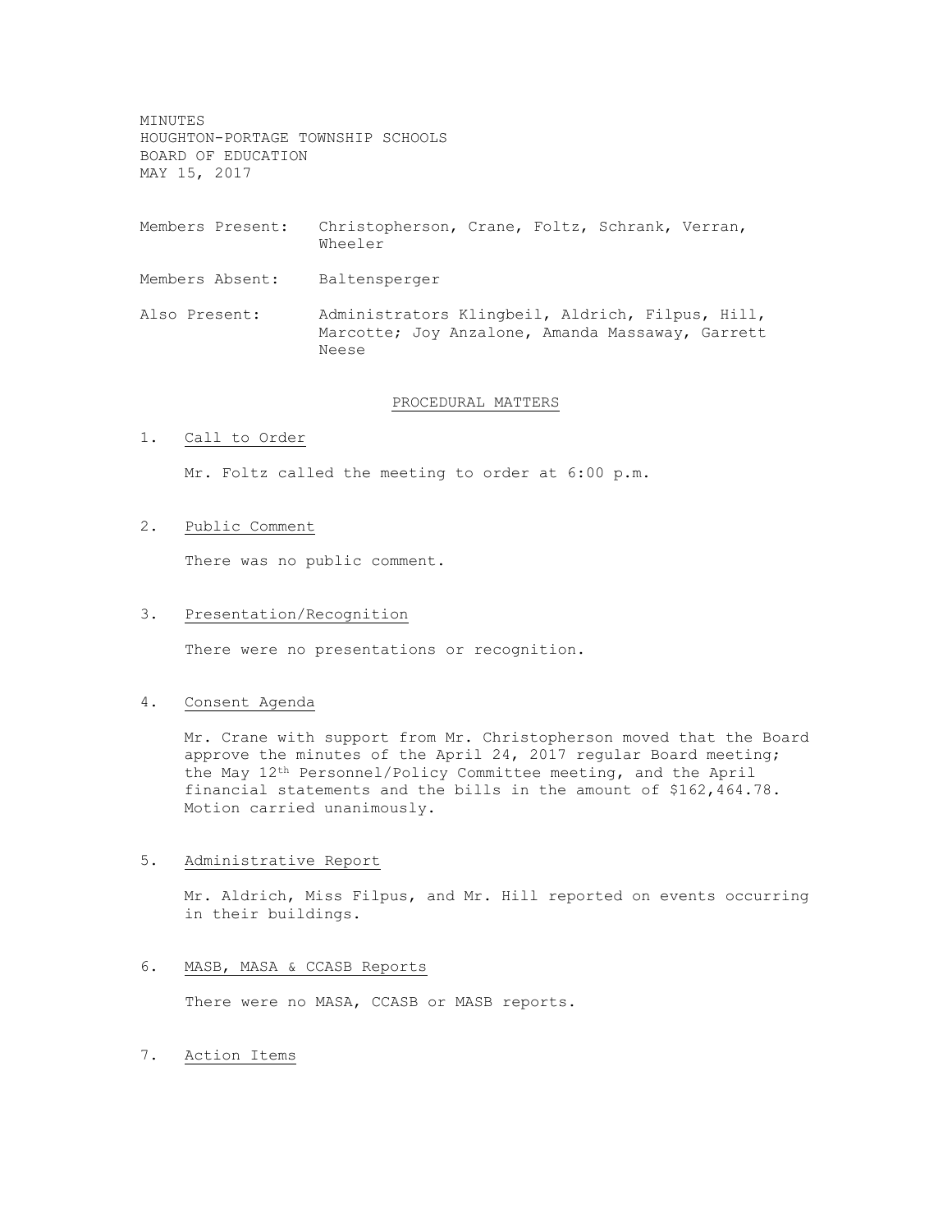MINUTES
HOUGHTON-PORTAGE TOWNSHIP SCHOOLS
BOARD OF EDUCATION
MAY 15, 2017

Members Present: Christopherson, Crane, Foltz, Schrank, Verran, Wheeler

Members Absent: Baltensperger

Also Present: Administrators Klingbeil, Aldrich, Filpus, Hill, Marcotte; Joy Anzalone, Amanda Massaway, Garrett Neese

## PROCEDURAL MATTERS

1. Call to Order

   Mr. Foltz called the meeting to order at 6:00 p.m.

2. Public Comment

   There was no public comment.

3. Presentation/Recognition

   There were no presentations or recognition.

4. Consent Agenda

   Mr. Crane with support from Mr. Christopherson moved that the Board approve the minutes of the April 24, 2017 regular Board meeting; the May 12th Personnel/Policy Committee meeting, and the April financial statements and the bills in the amount of $162,464.78. Motion carried unanimously.

5. Administrative Report

   Mr. Aldrich, Miss Filpus, and Mr. Hill reported on events occurring in their buildings.

6. MASB, MASA & CCASB Reports

   There were no MASA, CCASB or MASB reports.

7. Action Items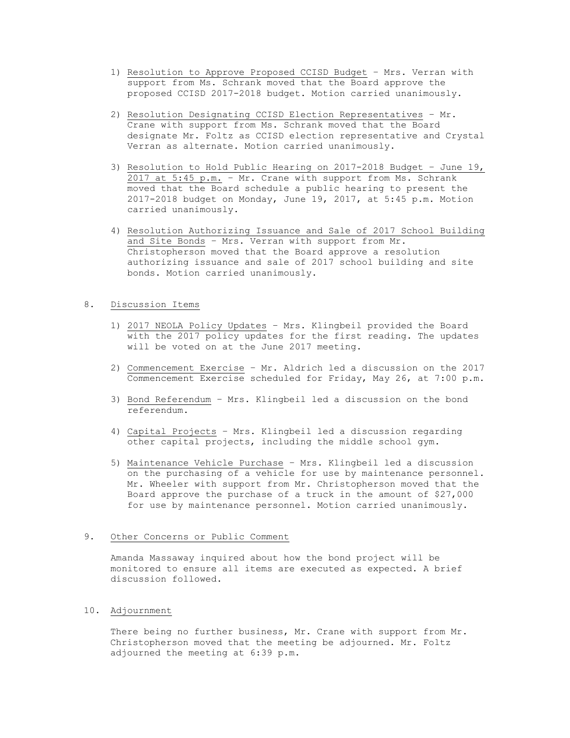1) Resolution to Approve Proposed CCISD Budget – Mrs. Verran with support from Ms. Schrank moved that the Board approve the proposed CCISD 2017-2018 budget. Motion carried unanimously.

2) Resolution Designating CCISD Election Representatives – Mr. Crane with support from Ms. Schrank moved that the Board designate Mr. Foltz as CCISD election representative and Crystal Verran as alternate. Motion carried unanimously.

3) Resolution to Hold Public Hearing on 2017-2018 Budget – June 19, 2017 at 5:45 p.m. – Mr. Crane with support from Ms. Schrank moved that the Board schedule a public hearing to present the 2017-2018 budget on Monday, June 19, 2017, at 5:45 p.m. Motion carried unanimously.

4) Resolution Authorizing Issuance and Sale of 2017 School Building and Site Bonds – Mrs. Verran with support from Mr. Christopherson moved that the Board approve a resolution authorizing issuance and sale of 2017 school building and site bonds. Motion carried unanimously.

8. Discussion Items

1) 2017 NEOLA Policy Updates – Mrs. Klingbeil provided the Board with the 2017 policy updates for the first reading. The updates will be voted on at the June 2017 meeting.

2) Commencement Exercise – Mr. Aldrich led a discussion on the 2017 Commencement Exercise scheduled for Friday, May 26, at 7:00 p.m.

3) Bond Referendum – Mrs. Klingbeil led a discussion on the bond referendum.

4) Capital Projects – Mrs. Klingbeil led a discussion regarding other capital projects, including the middle school gym.

5) Maintenance Vehicle Purchase – Mrs. Klingbeil led a discussion on the purchasing of a vehicle for use by maintenance personnel. Mr. Wheeler with support from Mr. Christopherson moved that the Board approve the purchase of a truck in the amount of $27,000 for use by maintenance personnel. Motion carried unanimously.

9. Other Concerns or Public Comment

Amanda Massaway inquired about how the bond project will be monitored to ensure all items are executed as expected. A brief discussion followed.

10. Adjournment

There being no further business, Mr. Crane with support from Mr. Christopherson moved that the meeting be adjourned. Mr. Foltz adjourned the meeting at 6:39 p.m.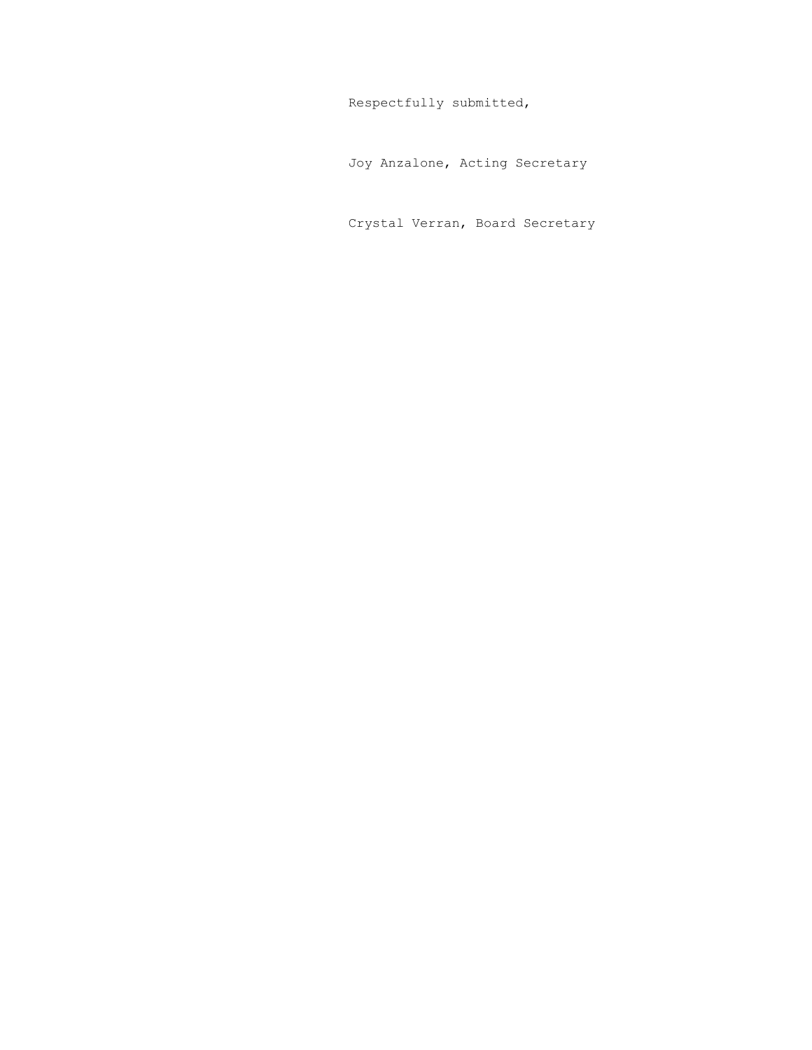Respectfully submitted,

Joy Anzalone, Acting Secretary

Crystal Verran, Board Secretary